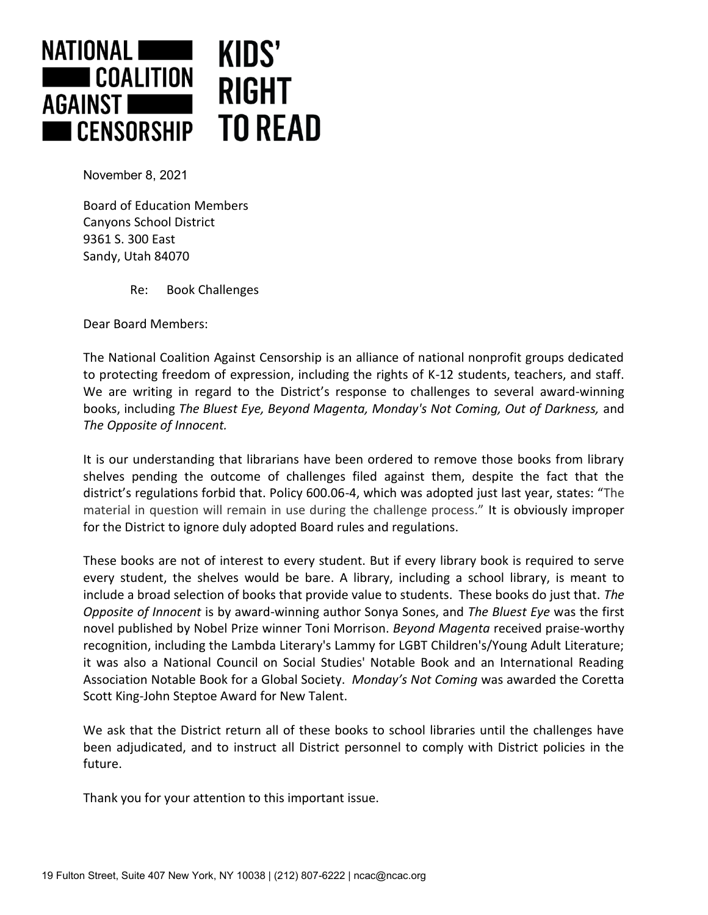**NATIONAL COALITION AGAINST CENSORSHIP** **KIDS' RIGHT TO READ**

November 8, 2021

Board of Education Members
Canyons School District
9361 S. 300 East
Sandy, Utah 84070

Re: Book Challenges

Dear Board Members:

The National Coalition Against Censorship is an alliance of national nonprofit groups dedicated to protecting freedom of expression, including the rights of K-12 students, teachers, and staff. We are writing in regard to the District's response to challenges to several award-winning books, including *The Bluest Eye, Beyond Magenta, Monday's Not Coming, Out of Darkness,* and *The Opposite of Innocent.*

It is our understanding that librarians have been ordered to remove those books from library shelves pending the outcome of challenges filed against them, despite the fact that the district's regulations forbid that. Policy 600.06-4, which was adopted just last year, states: "The material in question will remain in use during the challenge process." It is obviously improper for the District to ignore duly adopted Board rules and regulations.

These books are not of interest to every student. But if every library book is required to serve every student, the shelves would be bare. A library, including a school library, is meant to include a broad selection of books that provide value to students. These books do just that. *The Opposite of Innocent* is by award-winning author Sonya Sones, and *The Bluest Eye* was the first novel published by Nobel Prize winner Toni Morrison. *Beyond Magenta* received praise-worthy recognition, including the Lambda Literary's Lammy for LGBT Children's/Young Adult Literature; it was also a National Council on Social Studies' Notable Book and an International Reading Association Notable Book for a Global Society. *Monday's Not Coming* was awarded the Coretta Scott King-John Steptoe Award for New Talent.

We ask that the District return all of these books to school libraries until the challenges have been adjudicated, and to instruct all District personnel to comply with District policies in the future.

Thank you for your attention to this important issue.

19 Fulton Street, Suite 407 New York, NY 10038 | (212) 807-6222 | ncac@ncac.org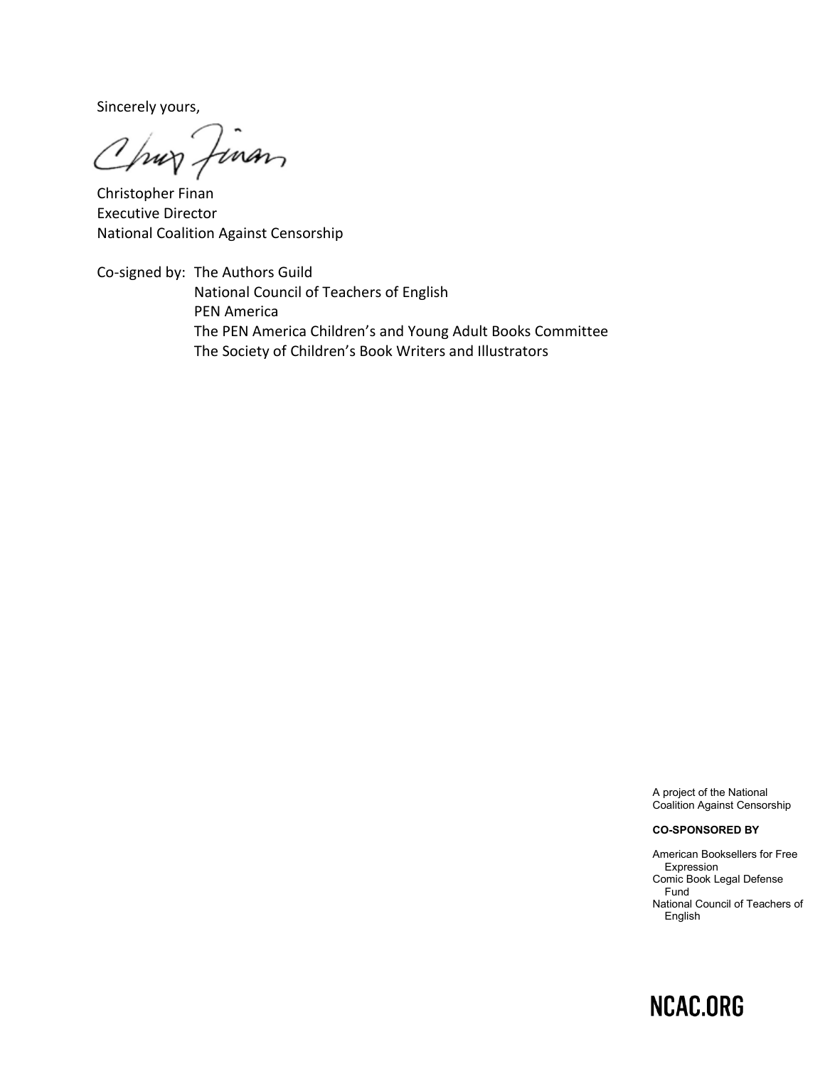Sincerely yours,

Christopher Finan
Executive Director
National Coalition Against Censorship

Co-signed by: The Authors Guild
National Council of Teachers of English
PEN America
The PEN America Children's and Young Adult Books Committee
The Society of Children's Book Writers and Illustrators

A project of the National Coalition Against Censorship

**CO-SPONSORED BY**

American Booksellers for Free Expression
Comic Book Legal Defense Fund
National Council of Teachers of English

**NCAC.ORG**